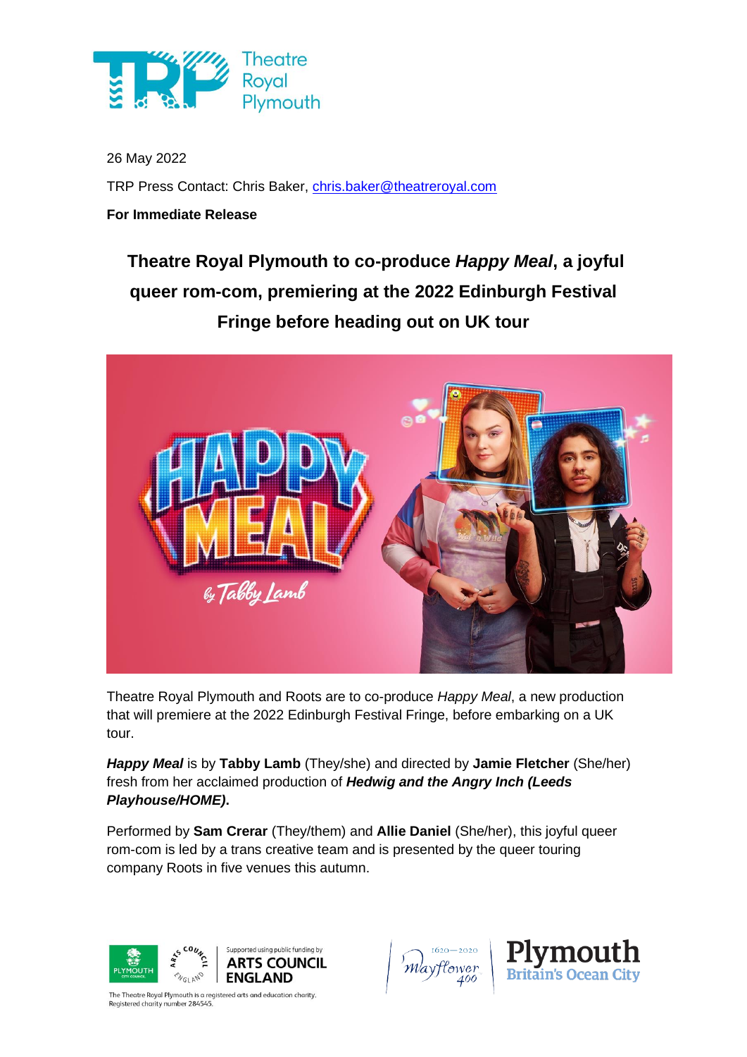26 May 2022

TRP Press Contact: Chris Baker, chris.baker@theatreroyal.com

**For Immediate Release**

# Theatre Royal Plymouth to co-produce *Happy Meal*, a joyful queer rom-com, premiering at the 2022 Edinburgh Festival Fringe before heading out on UK tour

Theatre Royal Plymouth and Roots are to co-produce *Happy Meal*, a new production that will premiere at the 2022 Edinburgh Festival Fringe, before embarking on a UK tour.

***Happy Meal*** is by **Tabby Lamb** (They/she) and directed by **Jamie Fletcher** (She/her) fresh from her acclaimed production of ***Hedwig and the Angry Inch (Leeds Playhouse/HOME)*.**

Performed by **Sam Crerar** (They/them) and **Allie Daniel** (She/her), this joyful queer rom-com is led by a trans creative team and is presented by the queer touring company Roots in five venues this autumn.

The Theatre Royal Plymouth is a registered arts and education charity. Registered charity number 284545.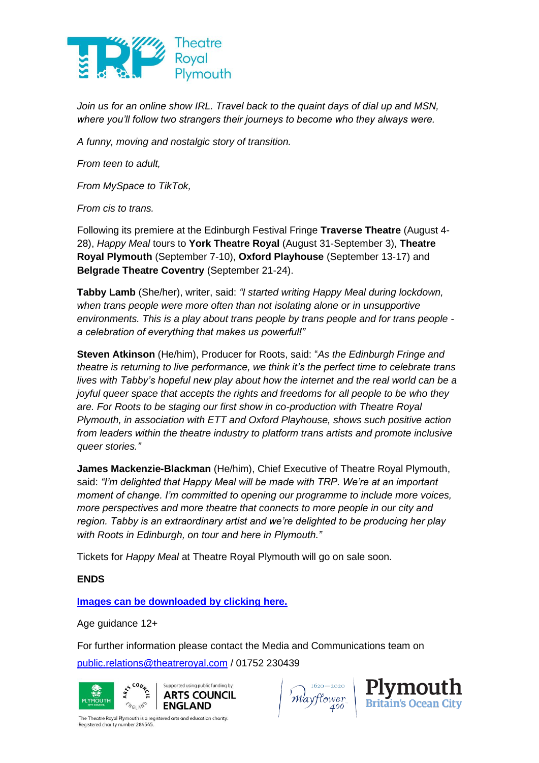*Join us for an online show IRL. Travel back to the quaint days of dial up and MSN, where you'll follow two strangers their journeys to become who they always were.*

*A funny, moving and nostalgic story of transition.*

*From teen to adult,*

*From MySpace to TikTok,*

*From cis to trans.*

Following its premiere at the Edinburgh Festival Fringe **Traverse Theatre** (August 4-28), *Happy Meal* tours to **York Theatre Royal** (August 31-September 3), **Theatre Royal Plymouth** (September 7-10), **Oxford Playhouse** (September 13-17) and **Belgrade Theatre Coventry** (September 21-24).

**Tabby Lamb** (She/her), writer, said: *"I started writing Happy Meal during lockdown, when trans people were more often than not isolating alone or in unsupportive environments. This is a play about trans people by trans people and for trans people - a celebration of everything that makes us powerful!"*

**Steven Atkinson** (He/him), Producer for Roots, said: "*As the Edinburgh Fringe and theatre is returning to live performance, we think it's the perfect time to celebrate trans lives with Tabby's hopeful new play about how the internet and the real world can be a joyful queer space that accepts the rights and freedoms for all people to be who they are. For Roots to be staging our first show in co-production with Theatre Royal Plymouth, in association with ETT and Oxford Playhouse, shows such positive action from leaders within the theatre industry to platform trans artists and promote inclusive queer stories."*

**James Mackenzie-Blackman** (He/him), Chief Executive of Theatre Royal Plymouth, said: *"I'm delighted that Happy Meal will be made with TRP. We're at an important moment of change. I'm committed to opening our programme to include more voices, more perspectives and more theatre that connects to more people in our city and region. Tabby is an extraordinary artist and we're delighted to be producing her play with Roots in Edinburgh, on tour and here in Plymouth."*

Tickets for *Happy Meal* at Theatre Royal Plymouth will go on sale soon.

**ENDS**

**Images can be downloaded by clicking here.**

Age guidance 12+

For further information please contact the Media and Communications team on public.relations@theatreroyal.com / 01752 230439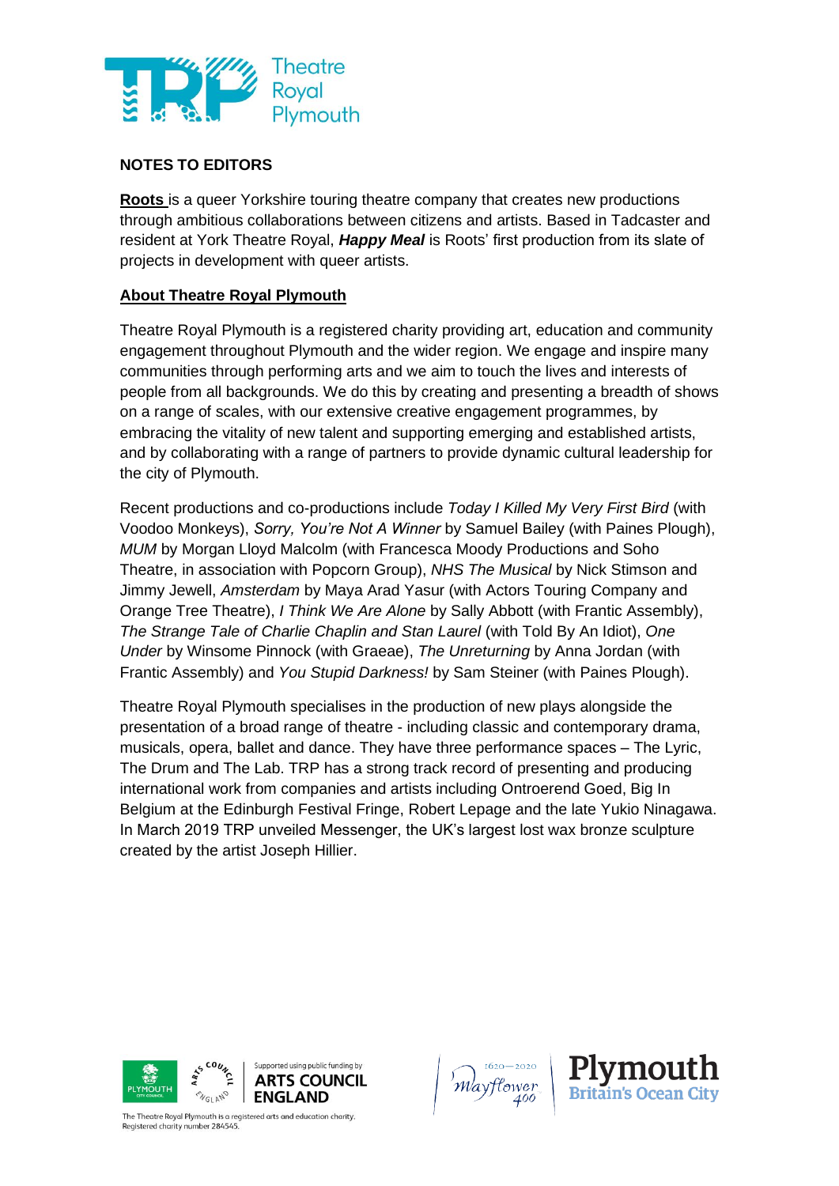**NOTES TO EDITORS**

**Roots** is a queer Yorkshire touring theatre company that creates new productions through ambitious collaborations between citizens and artists. Based in Tadcaster and resident at York Theatre Royal, ***Happy Meal*** is Roots' first production from its slate of projects in development with queer artists.

**About Theatre Royal Plymouth**

Theatre Royal Plymouth is a registered charity providing art, education and community engagement throughout Plymouth and the wider region. We engage and inspire many communities through performing arts and we aim to touch the lives and interests of people from all backgrounds. We do this by creating and presenting a breadth of shows on a range of scales, with our extensive creative engagement programmes, by embracing the vitality of new talent and supporting emerging and established artists, and by collaborating with a range of partners to provide dynamic cultural leadership for the city of Plymouth.

Recent productions and co-productions include *Today I Killed My Very First Bird* (with Voodoo Monkeys), *Sorry, You're Not A Winner* by Samuel Bailey (with Paines Plough), *MUM* by Morgan Lloyd Malcolm (with Francesca Moody Productions and Soho Theatre, in association with Popcorn Group), *NHS The Musical* by Nick Stimson and Jimmy Jewell, *Amsterdam* by Maya Arad Yasur (with Actors Touring Company and Orange Tree Theatre), *I Think We Are Alone* by Sally Abbott (with Frantic Assembly), *The Strange Tale of Charlie Chaplin and Stan Laurel* (with Told By An Idiot), *One Under* by Winsome Pinnock (with Graeae), *The Unreturning* by Anna Jordan (with Frantic Assembly) and *You Stupid Darkness!* by Sam Steiner (with Paines Plough).

Theatre Royal Plymouth specialises in the production of new plays alongside the presentation of a broad range of theatre - including classic and contemporary drama, musicals, opera, ballet and dance. They have three performance spaces – The Lyric, The Drum and The Lab. TRP has a strong track record of presenting and producing international work from companies and artists including Ontroerend Goed, Big In Belgium at the Edinburgh Festival Fringe, Robert Lepage and the late Yukio Ninagawa. In March 2019 TRP unveiled Messenger, the UK's largest lost wax bronze sculpture created by the artist Joseph Hillier.

Supported using public funding by ARTS COUNCIL ENGLAND

The Theatre Royal Plymouth is a registered arts and education charity. Registered charity number 284545.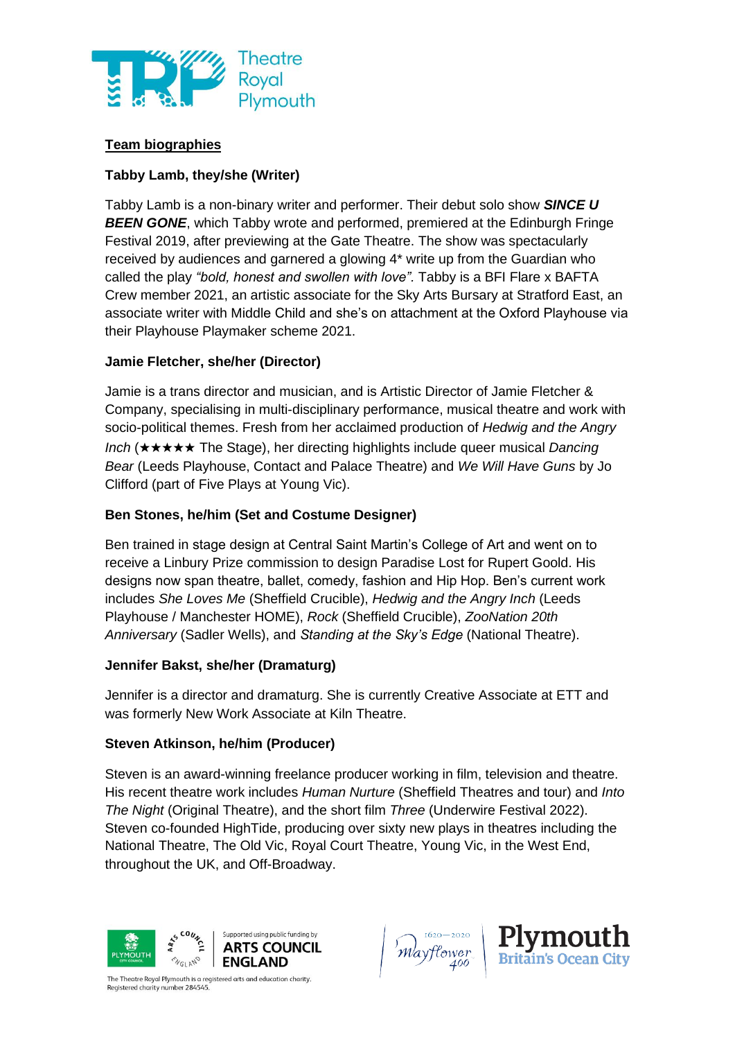**Team biographies**

**Tabby Lamb, they/she (Writer)**

Tabby Lamb is a non-binary writer and performer. Their debut solo show ***SINCE U BEEN GONE***, which Tabby wrote and performed, premiered at the Edinburgh Fringe Festival 2019, after previewing at the Gate Theatre. The show was spectacularly received by audiences and garnered a glowing 4* write up from the Guardian who called the play *"bold, honest and swollen with love"*. Tabby is a BFI Flare x BAFTA Crew member 2021, an artistic associate for the Sky Arts Bursary at Stratford East, an associate writer with Middle Child and she's on attachment at the Oxford Playhouse via their Playhouse Playmaker scheme 2021.

**Jamie Fletcher, she/her (Director)**

Jamie is a trans director and musician, and is Artistic Director of Jamie Fletcher & Company, specialising in multi-disciplinary performance, musical theatre and work with socio-political themes. Fresh from her acclaimed production of *Hedwig and the Angry Inch* (★★★★★ The Stage), her directing highlights include queer musical *Dancing Bear* (Leeds Playhouse, Contact and Palace Theatre) and *We Will Have Guns* by Jo Clifford (part of Five Plays at Young Vic).

**Ben Stones, he/him (Set and Costume Designer)**

Ben trained in stage design at Central Saint Martin's College of Art and went on to receive a Linbury Prize commission to design Paradise Lost for Rupert Goold. His designs now span theatre, ballet, comedy, fashion and Hip Hop. Ben's current work includes *She Loves Me* (Sheffield Crucible), *Hedwig and the Angry Inch* (Leeds Playhouse / Manchester HOME), *Rock* (Sheffield Crucible), *ZooNation 20th Anniversary* (Sadler Wells), and *Standing at the Sky's Edge* (National Theatre).

**Jennifer Bakst, she/her (Dramaturg)**

Jennifer is a director and dramaturg. She is currently Creative Associate at ETT and was formerly New Work Associate at Kiln Theatre.

**Steven Atkinson, he/him (Producer)**

Steven is an award-winning freelance producer working in film, television and theatre. His recent theatre work includes *Human Nurture* (Sheffield Theatres and tour) and *Into The Night* (Original Theatre), and the short film *Three* (Underwire Festival 2022). Steven co-founded HighTide, producing over sixty new plays in theatres including the National Theatre, The Old Vic, Royal Court Theatre, Young Vic, in the West End, throughout the UK, and Off-Broadway.

Supported using public funding by ARTS COUNCIL ENGLAND

The Theatre Royal Plymouth is a registered arts and education charity. Registered charity number 284545.